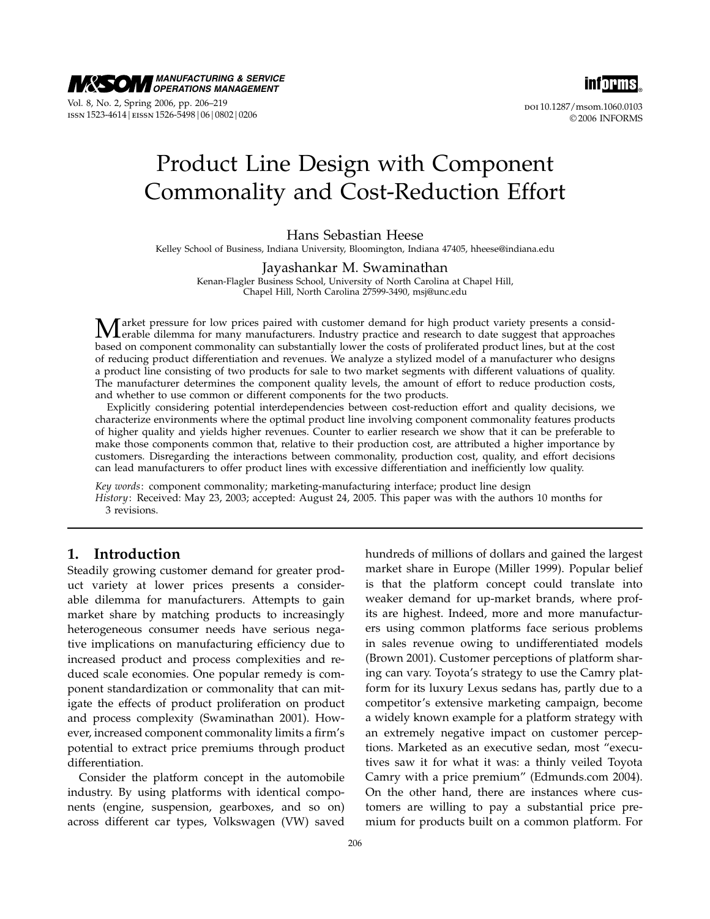# Product Line Design with Component Commonality and Cost-Reduction Effort

Hans Sebastian Heese

Kelley School of Business, Indiana University, Bloomington, Indiana 47405, hheese@indiana.edu

Jayashankar M. Swaminathan

Kenan-Flagler Business School, University of North Carolina at Chapel Hill, Chapel Hill, North Carolina 27599-3490, msj@unc.edu

Market pressure for low prices paired with customer demand for high product variety presents a considerable dilemma for many manufacturers. Industry practice and research to date suggest that approaches based on component commonality can substantially lower the costs of proliferated product lines, but at the cost of reducing product differentiation and revenues. We analyze a stylized model of a manufacturer who designs a product line consisting of two products for sale to two market segments with different valuations of quality. The manufacturer determines the component quality levels, the amount of effort to reduce production costs, and whether to use common or different components for the two products.

Explicitly considering potential interdependencies between cost-reduction effort and quality decisions, we characterize environments where the optimal product line involving component commonality features products of higher quality and yields higher revenues. Counter to earlier research we show that it can be preferable to make those components common that, relative to their production cost, are attributed a higher importance by customers. Disregarding the interactions between commonality, production cost, quality, and effort decisions can lead manufacturers to offer product lines with excessive differentiation and inefficiently low quality.

*Key words*: component commonality; marketing-manufacturing interface; product line design

*History*: Received: May 23, 2003; accepted: August 24, 2005. This paper was with the authors 10 months for 3 revisions.

## 1. Introduction

Steadily growing customer demand for greater product variety at lower prices presents a considerable dilemma for manufacturers. Attempts to gain market share by matching products to increasingly heterogeneous consumer needs have serious negative implications on manufacturing efficiency due to increased product and process complexities and reduced scale economies. One popular remedy is component standardization or commonality that can mitigate the effects of product proliferation on product and process complexity (Swaminathan 2001). However, increased component commonality limits a firm's potential to extract price premiums through product differentiation.

Consider the platform concept in the automobile industry. By using platforms with identical components (engine, suspension, gearboxes, and so on) across different car types, Volkswagen (VW) saved hundreds of millions of dollars and gained the largest market share in Europe (Miller 1999). Popular belief is that the platform concept could translate into weaker demand for up-market brands, where profits are highest. Indeed, more and more manufacturers using common platforms face serious problems in sales revenue owing to undifferentiated models (Brown 2001). Customer perceptions of platform sharing can vary. Toyota's strategy to use the Camry platform for its luxury Lexus sedans has, partly due to a competitor's extensive marketing campaign, become a widely known example for a platform strategy with an extremely negative impact on customer perceptions. Marketed as an executive sedan, most "executives saw it for what it was: a thinly veiled Toyota Camry with a price premium" (Edmunds.com 2004). On the other hand, there are instances where customers are willing to pay a substantial price premium for products built on a common platform. For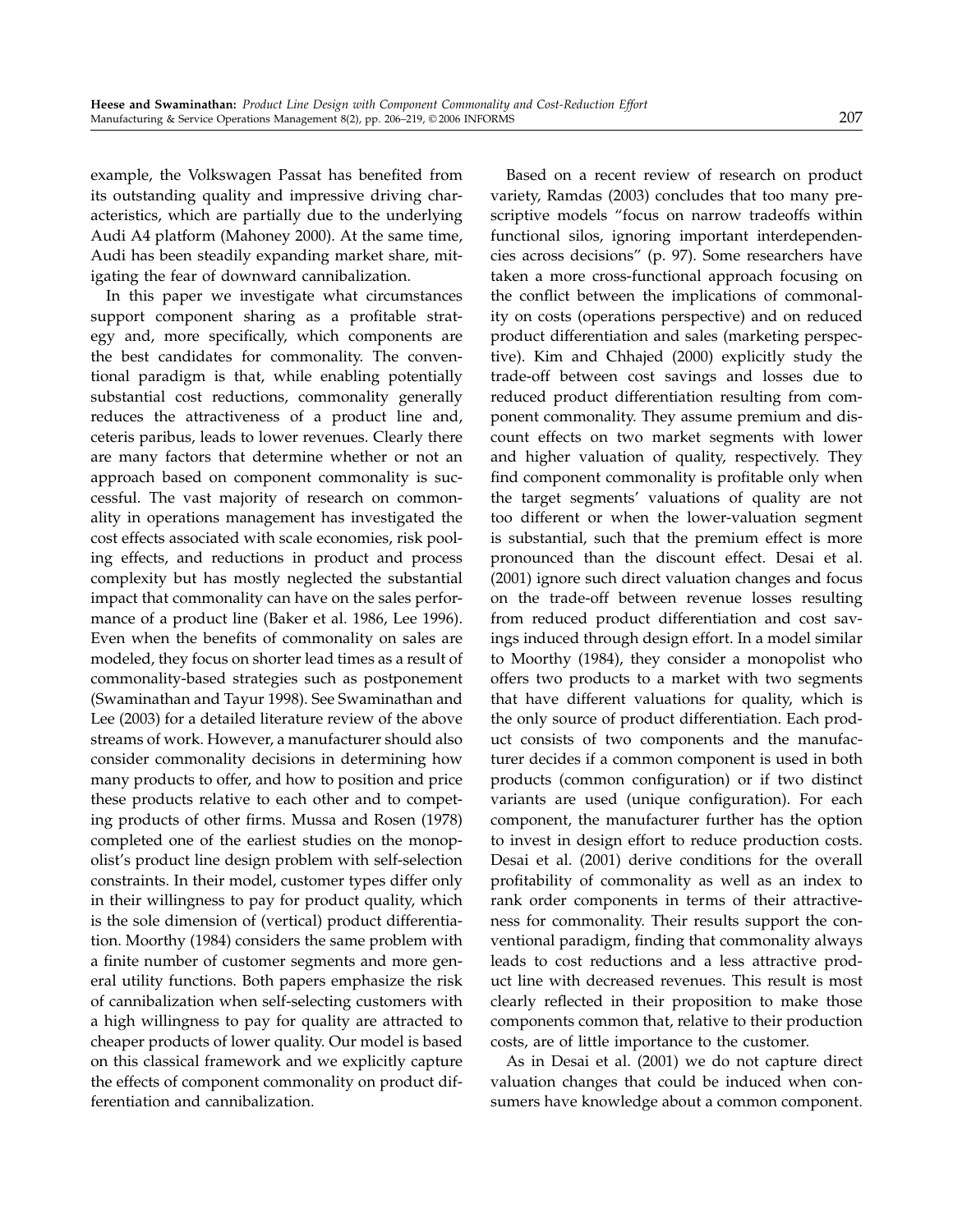example, the Volkswagen Passat has benefited from its outstanding quality and impressive driving characteristics, which are partially due to the underlying Audi A4 platform (Mahoney 2000). At the same time, Audi has been steadily expanding market share, mitigating the fear of downward cannibalization.

In this paper we investigate what circumstances support component sharing as a profitable strategy and, more specifically, which components are the best candidates for commonality. The conventional paradigm is that, while enabling potentially substantial cost reductions, commonality generally reduces the attractiveness of a product line and, ceteris paribus, leads to lower revenues. Clearly there are many factors that determine whether or not an approach based on component commonality is successful. The vast majority of research on commonality in operations management has investigated the cost effects associated with scale economies, risk pooling effects, and reductions in product and process complexity but has mostly neglected the substantial impact that commonality can have on the sales performance of a product line (Baker et al. 1986, Lee 1996). Even when the benefits of commonality on sales are modeled, they focus on shorter lead times as a result of commonality-based strategies such as postponement (Swaminathan and Tayur 1998). See Swaminathan and Lee (2003) for a detailed literature review of the above streams of work. However, a manufacturer should also consider commonality decisions in determining how many products to offer, and how to position and price these products relative to each other and to competing products of other firms. Mussa and Rosen (1978) completed one of the earliest studies on the monopolist's product line design problem with self-selection constraints. In their model, customer types differ only in their willingness to pay for product quality, which is the sole dimension of (vertical) product differentiation. Moorthy (1984) considers the same problem with a finite number of customer segments and more general utility functions. Both papers emphasize the risk of cannibalization when self-selecting customers with a high willingness to pay for quality are attracted to cheaper products of lower quality. Our model is based on this classical framework and we explicitly capture the effects of component commonality on product differentiation and cannibalization.

Based on a recent review of research on product variety, Ramdas (2003) concludes that too many prescriptive models "focus on narrow tradeoffs within functional silos, ignoring important interdependencies across decisions" (p. 97). Some researchers have taken a more cross-functional approach focusing on the conflict between the implications of commonality on costs (operations perspective) and on reduced product differentiation and sales (marketing perspective). Kim and Chhajed (2000) explicitly study the trade-off between cost savings and losses due to reduced product differentiation resulting from component commonality. They assume premium and discount effects on two market segments with lower and higher valuation of quality, respectively. They find component commonality is profitable only when the target segments' valuations of quality are not too different or when the lower-valuation segment is substantial, such that the premium effect is more pronounced than the discount effect. Desai et al. (2001) ignore such direct valuation changes and focus on the trade-off between revenue losses resulting from reduced product differentiation and cost savings induced through design effort. In a model similar to Moorthy (1984), they consider a monopolist who offers two products to a market with two segments that have different valuations for quality, which is the only source of product differentiation. Each product consists of two components and the manufacturer decides if a common component is used in both products (common configuration) or if two distinct variants are used (unique configuration). For each component, the manufacturer further has the option to invest in design effort to reduce production costs. Desai et al. (2001) derive conditions for the overall profitability of commonality as well as an index to rank order components in terms of their attractiveness for commonality. Their results support the conventional paradigm, finding that commonality always leads to cost reductions and a less attractive product line with decreased revenues. This result is most clearly reflected in their proposition to make those components common that, relative to their production costs, are of little importance to the customer.

As in Desai et al. (2001) we do not capture direct valuation changes that could be induced when consumers have knowledge about a common component.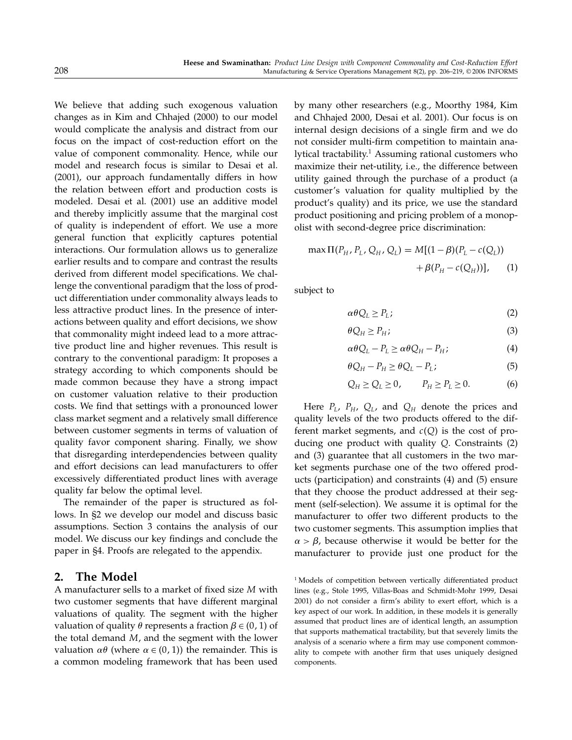We believe that adding such exogenous valuation changes as in Kim and Chhajed (2000) to our model would complicate the analysis and distract from our focus on the impact of cost-reduction effort on the value of component commonality. Hence, while our model and research focus is similar to Desai et al. (2001), our approach fundamentally differs in how the relation between effort and production costs is modeled. Desai et al. (2001) use an additive model and thereby implicitly assume that the marginal cost of quality is independent of effort. We use a more general function that explicitly captures potential interactions. Our formulation allows us to generalize earlier results and to compare and contrast the results derived from different model specifications. We challenge the conventional paradigm that the loss of product differentiation under commonality always leads to less attractive product lines. In the presence of interactions between quality and effort decisions, we show that commonality might indeed lead to a more attractive product line and higher revenues. This result is contrary to the conventional paradigm: It proposes a strategy according to which components should be made common because they have a strong impact on customer valuation relative to their production costs. We find that settings with a pronounced lower class market segment and a relatively small difference between customer segments in terms of valuation of quality favor component sharing. Finally, we show that disregarding interdependencies between quality and effort decisions can lead manufacturers to offer excessively differentiated product lines with average quality far below the optimal level.

The remainder of the paper is structured as follows. In §2 we develop our model and discuss basic assumptions. Section 3 contains the analysis of our model. We discuss our key findings and conclude the paper in §4. Proofs are relegated to the appendix.

## 2. The Model

A manufacturer sells to a market of fixed size $M$ with two customer segments that have different marginal valuations of quality. The segment with the higher valuation of quality $\theta$ represents a fraction $\beta \in (0, 1)$ of the total demand $M$, and the segment with the lower valuation $\alpha\theta$ (where $\alpha \in (0, 1)$) the remainder. This is a common modeling framework that has been used by many other researchers (e.g., Moorthy 1984, Kim and Chhajed 2000, Desai et al. 2001). Our focus is on internal design decisions of a single firm and we do not consider multi-firm competition to maintain analytical tractability.[1] Assuming rational customers who maximize their net-utility, i.e., the difference between utility gained through the purchase of a product (a customer's valuation for quality multiplied by the product's quality) and its price, we use the standard product positioning and pricing problem of a monopolist with second-degree price discrimination:

$$\max \Pi(P_H, P_L, Q_H, Q_L) = M[(1-\beta)(P_L - c(Q_L)) + \beta(P_H - c(Q_H))], \qquad (1)$$

subject to

$$\alpha\theta Q_L \geq P_L; \qquad (2)$$

$$\theta Q_H \geq P_H; \qquad (3)$$

$$\alpha\theta Q_L - P_L \geq \alpha\theta Q_H - P_H; \qquad (4)$$

$$\theta Q_H - P_H \geq \theta Q_L - P_L; \qquad (5)$$

$$Q_H \geq Q_L \geq 0, \qquad P_H \geq P_L \geq 0. \qquad (6)$$

Here $P_L$, $P_H$, $Q_L$, and $Q_H$ denote the prices and quality levels of the two products offered to the different market segments, and $c(Q)$ is the cost of producing one product with quality $Q$. Constraints (2) and (3) guarantee that all customers in the two market segments purchase one of the two offered products (participation) and constraints (4) and (5) ensure that they choose the product addressed at their segment (self-selection). We assume it is optimal for the manufacturer to offer two different products to the two customer segments. This assumption implies that $\alpha > \beta$, because otherwise it would be better for the manufacturer to provide just one product for the

[1] Models of competition between vertically differentiated product lines (e.g., Stole 1995, Villas-Boas and Schmidt-Mohr 1999, Desai 2001) do not consider a firm's ability to exert effort, which is a key aspect of our work. In addition, in these models it is generally assumed that product lines are of identical length, an assumption that supports mathematical tractability, but that severely limits the analysis of a scenario where a firm may use component commonality to compete with another firm that uses uniquely designed components.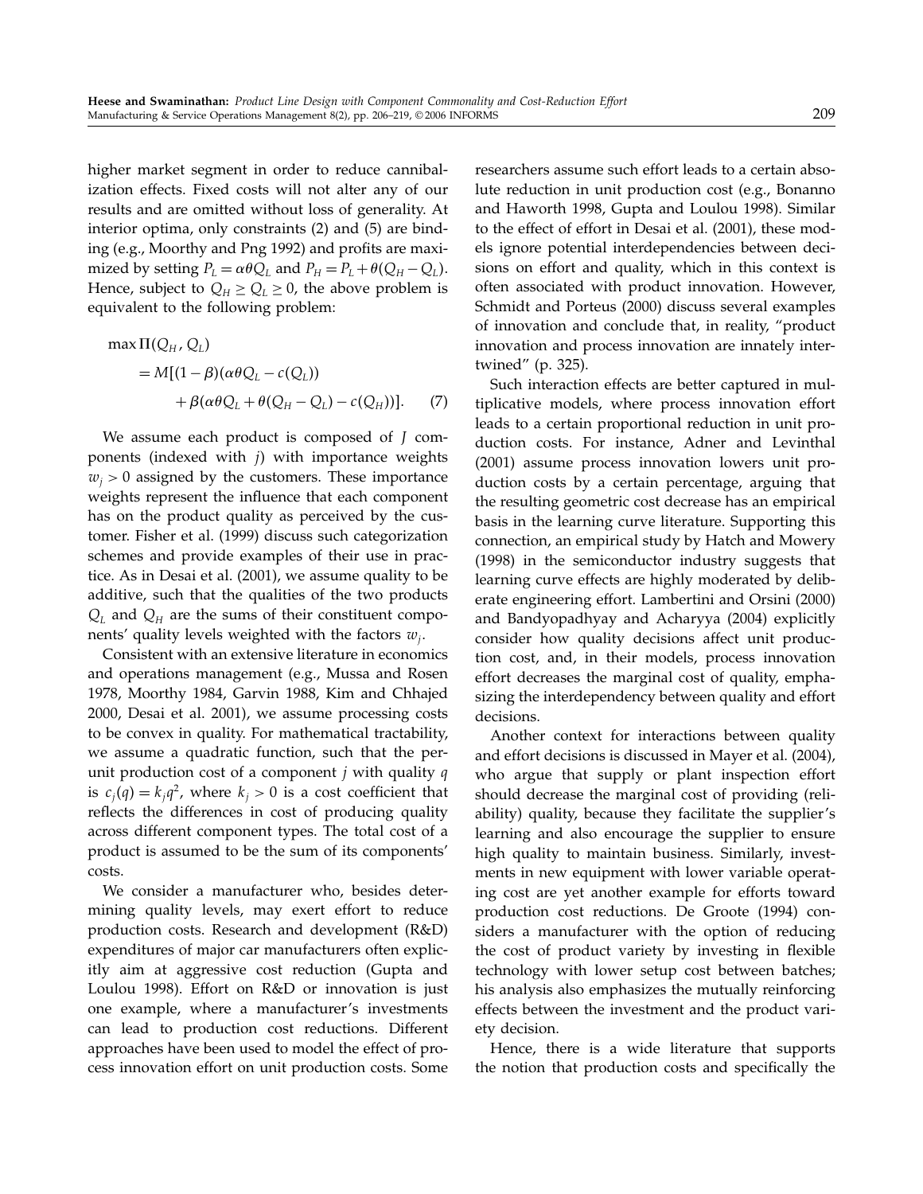higher market segment in order to reduce cannibalization effects. Fixed costs will not alter any of our results and are omitted without loss of generality. At interior optima, only constraints (2) and (5) are binding (e.g., Moorthy and Png 1992) and profits are maximized by setting $P_L = \alpha\theta Q_L$ and $P_H = P_L + \theta(Q_H - Q_L)$. Hence, subject to $Q_H \geq Q_L \geq 0$, the above problem is equivalent to the following problem:

$$
\begin{aligned}
\max \Pi(Q_H, Q_L) &= M[(1-\beta)(\alpha\theta Q_L - c(Q_L)) \\
&\quad + \beta(\alpha\theta Q_L + \theta(Q_H - Q_L) - c(Q_H))]. \qquad (7)
\end{aligned}
$$

We assume each product is composed of $J$ components (indexed with $j$) with importance weights $w_j > 0$ assigned by the customers. These importance weights represent the influence that each component has on the product quality as perceived by the customer. Fisher et al. (1999) discuss such categorization schemes and provide examples of their use in practice. As in Desai et al. (2001), we assume quality to be additive, such that the qualities of the two products $Q_L$ and $Q_H$ are the sums of their constituent components' quality levels weighted with the factors $w_j$.

Consistent with an extensive literature in economics and operations management (e.g., Mussa and Rosen 1978, Moorthy 1984, Garvin 1988, Kim and Chhajed 2000, Desai et al. 2001), we assume processing costs to be convex in quality. For mathematical tractability, we assume a quadratic function, such that the per-unit production cost of a component $j$ with quality $q$ is $c_j(q) = k_j q^2$, where $k_j > 0$ is a cost coefficient that reflects the differences in cost of producing quality across different component types. The total cost of a product is assumed to be the sum of its components' costs.

We consider a manufacturer who, besides determining quality levels, may exert effort to reduce production costs. Research and development (R&D) expenditures of major car manufacturers often explicitly aim at aggressive cost reduction (Gupta and Loulou 1998). Effort on R&D or innovation is just one example, where a manufacturer's investments can lead to production cost reductions. Different approaches have been used to model the effect of process innovation effort on unit production costs. Some researchers assume such effort leads to a certain absolute reduction in unit production cost (e.g., Bonanno and Haworth 1998, Gupta and Loulou 1998). Similar to the effect of effort in Desai et al. (2001), these models ignore potential interdependencies between decisions on effort and quality, which in this context is often associated with product innovation. However, Schmidt and Porteus (2000) discuss several examples of innovation and conclude that, in reality, "product innovation and process innovation are innately intertwined" (p. 325).

Such interaction effects are better captured in multiplicative models, where process innovation effort leads to a certain proportional reduction in unit production costs. For instance, Adner and Levinthal (2001) assume process innovation lowers unit production costs by a certain percentage, arguing that the resulting geometric cost decrease has an empirical basis in the learning curve literature. Supporting this connection, an empirical study by Hatch and Mowery (1998) in the semiconductor industry suggests that learning curve effects are highly moderated by deliberate engineering effort. Lambertini and Orsini (2000) and Bandyopadhyay and Acharyya (2004) explicitly consider how quality decisions affect unit production cost, and, in their models, process innovation effort decreases the marginal cost of quality, emphasizing the interdependency between quality and effort decisions.

Another context for interactions between quality and effort decisions is discussed in Mayer et al. (2004), who argue that supply or plant inspection effort should decrease the marginal cost of providing (reliability) quality, because they facilitate the supplier's learning and also encourage the supplier to ensure high quality to maintain business. Similarly, investments in new equipment with lower variable operating cost are yet another example for efforts toward production cost reductions. De Groote (1994) considers a manufacturer with the option of reducing the cost of product variety by investing in flexible technology with lower setup cost between batches; his analysis also emphasizes the mutually reinforcing effects between the investment and the product variety decision.

Hence, there is a wide literature that supports the notion that production costs and specifically the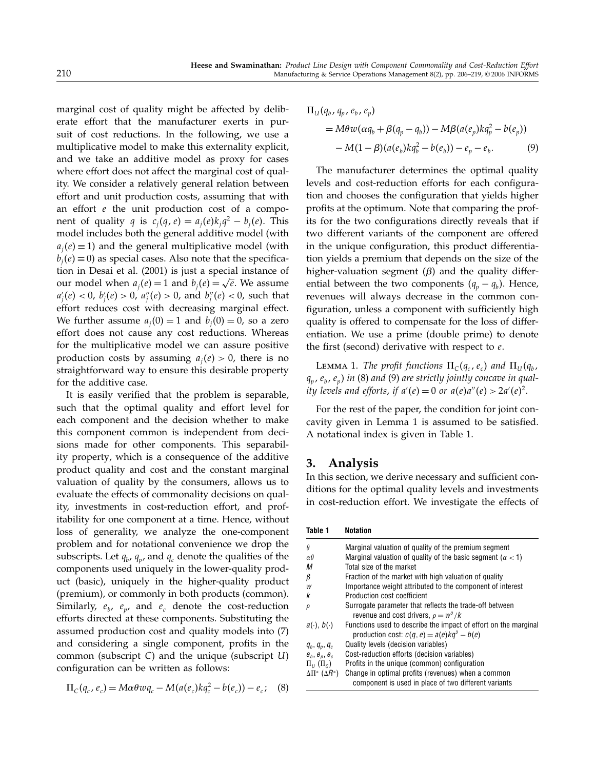marginal cost of quality might be affected by deliberate effort that the manufacturer exerts in pursuit of cost reductions. In the following, we use a multiplicative model to make this externality explicit, and we take an additive model as proxy for cases where effort does not affect the marginal cost of quality. We consider a relatively general relation between effort and unit production costs, assuming that with an effort $e$ the unit production cost of a component of quality $q$ is $c_j(q, e) = a_j(e)k_j q^2 - b_j(e)$. This model includes both the general additive model (with $a_j(e) \equiv 1$) and the general multiplicative model (with $b_j(e) \equiv 0$) as special cases. Also note that the specification in Desai et al. (2001) is just a special instance of our model when $a_j(e) = 1$ and $b_j(e) = \sqrt{e}$. We assume $a_j'(e) < 0$, $b_j'(e) > 0$, $a_j''(e) > 0$, and $b_j''(e) < 0$, such that effort reduces cost with decreasing marginal effect. We further assume $a_j(0) = 1$ and $b_j(0) = 0$, so a zero effort does not cause any cost reductions. Whereas for the multiplicative model we can assure positive production costs by assuming $a_j(e) > 0$, there is no straightforward way to ensure this desirable property for the additive case.

It is easily verified that the problem is separable, such that the optimal quality and effort level for each component and the decision whether to make this component common is independent from decisions made for other components. This separability property, which is a consequence of the additive product quality and cost and the constant marginal valuation of quality by the consumers, allows us to evaluate the effects of commonality decisions on quality, investments in cost-reduction effort, and profitability for one component at a time. Hence, without loss of generality, we analyze the one-component problem and for notational convenience we drop the subscripts. Let $q_b$, $q_p$, and $q_c$ denote the qualities of the components used uniquely in the lower-quality product (basic), uniquely in the higher-quality product (premium), or commonly in both products (common). Similarly, $e_b$, $e_p$, and $e_c$ denote the cost-reduction efforts directed at these components. Substituting the assumed production cost and quality models into (7) and considering a single component, profits in the common (subscript $C$) and the unique (subscript $U$) configuration can be written as follows:

$$\Pi_C(q_c, e_c) = M\alpha\theta w q_c - M(a(e_c)kq_c^2 - b(e_c)) - e_c; \quad (8)$$

$$\begin{aligned}\Pi_U(q_b, q_p, e_b, e_p) &= M\theta w(\alpha q_b + \beta(q_p - q_b)) - M\beta(a(e_p)kq_p^2 - b(e_p)) \\ &\quad - M(1-\beta)(a(e_b)kq_b^2 - b(e_b)) - e_p - e_b. \quad (9)\end{aligned}$$

The manufacturer determines the optimal quality levels and cost-reduction efforts for each configuration and chooses the configuration that yields higher profits at the optimum. Note that comparing the profits for the two configurations directly reveals that if two different variants of the component are offered in the unique configuration, this product differentiation yields a premium that depends on the size of the higher-valuation segment ($\beta$) and the quality differential between the two components ($q_p - q_b$). Hence, revenues will always decrease in the common configuration, unless a component with sufficiently high quality is offered to compensate for the loss of differentiation. We use a prime (double prime) to denote the first (second) derivative with respect to $e$.

Lemma 1. *The profit functions $\Pi_C(q_c, e_c)$ and $\Pi_U(q_b, q_p, e_b, e_p)$ in* (8) *and* (9) *are strictly jointly concave in quality levels and efforts, if $a'(e) = 0$ or $a(e)a''(e) > 2a'(e)^2$.*

For the rest of the paper, the condition for joint concavity given in Lemma 1 is assumed to be satisfied. A notational index is given in Table 1.

## 3. Analysis

In this section, we derive necessary and sufficient conditions for the optimal quality levels and investments in cost-reduction effort. We investigate the effects of

**Table 1** **Notation**

| | |
|---|---|
| $\theta$ | Marginal valuation of quality of the premium segment |
| $\alpha\theta$ | Marginal valuation of quality of the basic segment ($\alpha < 1$) |
| $M$ | Total size of the market |
| $\beta$ | Fraction of the market with high valuation of quality |
| $w$ | Importance weight attributed to the component of interest |
| $k$ | Production cost coefficient |
| $\rho$ | Surrogate parameter that reflects the trade-off between revenue and cost drivers, $\rho = w^2/k$ |
| $a(\cdot)$, $b(\cdot)$ | Functions used to describe the impact of effort on the marginal production cost: $c(q, e) = a(e)kq^2 - b(e)$ |
| $q_b$, $q_p$, $q_c$ | Quality levels (decision variables) |
| $e_b$, $e_p$, $e_c$ | Cost-reduction efforts (decision variables) |
| $\Pi_U$ ($\Pi_C$) | Profits in the unique (common) configuration |
| $\Delta\Pi^*$ ($\Delta R^*$) | Change in optimal profits (revenues) when a common component is used in place of two different variants |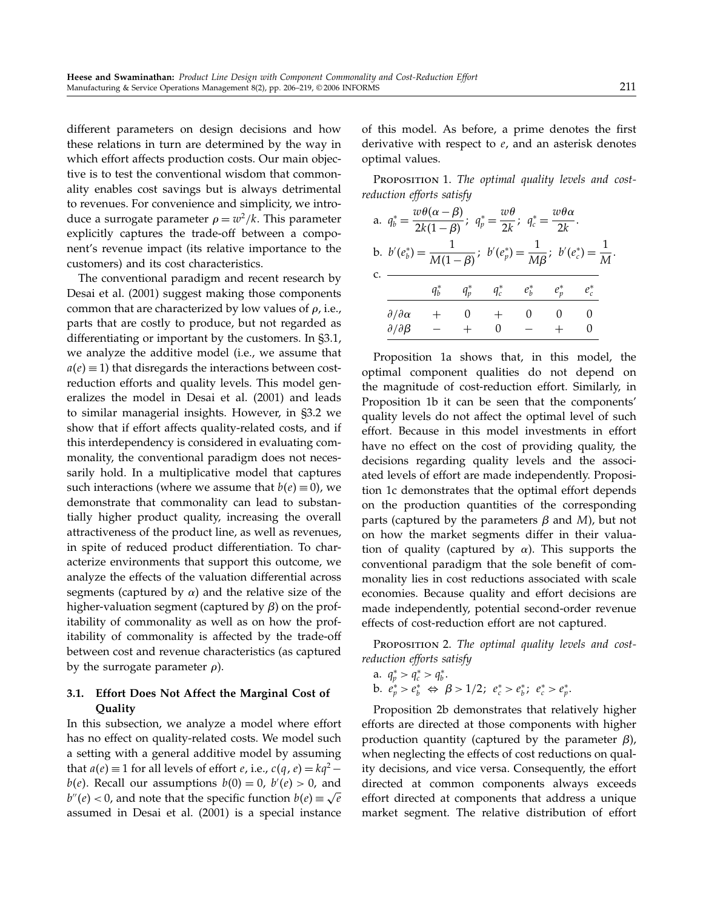different parameters on design decisions and how these relations in turn are determined by the way in which effort affects production costs. Our main objective is to test the conventional wisdom that commonality enables cost savings but is always detrimental to revenues. For convenience and simplicity, we introduce a surrogate parameter $\rho = w^2/k$. This parameter explicitly captures the trade-off between a component's revenue impact (its relative importance to the customers) and its cost characteristics.

The conventional paradigm and recent research by Desai et al. (2001) suggest making those components common that are characterized by low values of $\rho$, i.e., parts that are costly to produce, but not regarded as differentiating or important by the customers. In §3.1, we analyze the additive model (i.e., we assume that $a(e) \equiv 1$) that disregards the interactions between cost-reduction efforts and quality levels. This model generalizes the model in Desai et al. (2001) and leads to similar managerial insights. However, in §3.2 we show that if effort affects quality-related costs, and if this interdependency is considered in evaluating commonality, the conventional paradigm does not necessarily hold. In a multiplicative model that captures such interactions (where we assume that $b(e) \equiv 0$), we demonstrate that commonality can lead to substantially higher product quality, increasing the overall attractiveness of the product line, as well as revenues, in spite of reduced product differentiation. To characterize environments that support this outcome, we analyze the effects of the valuation differential across segments (captured by $\alpha$) and the relative size of the higher-valuation segment (captured by $\beta$) on the profitability of commonality as well as on how the profitability of commonality is affected by the trade-off between cost and revenue characteristics (as captured by the surrogate parameter $\rho$).

### 3.1. Effort Does Not Affect the Marginal Cost of Quality

In this subsection, we analyze a model where effort has no effect on quality-related costs. We model such a setting with a general additive model by assuming that $a(e) \equiv 1$ for all levels of effort $e$, i.e., $c(q, e) = kq^2 - b(e)$. Recall our assumptions $b(0) = 0$, $b'(e) > 0$, and $b''(e) < 0$, and note that the specific function $b(e) \equiv \sqrt{e}$ assumed in Desai et al. (2001) is a special instance of this model. As before, a prime denotes the first derivative with respect to $e$, and an asterisk denotes optimal values.

Proposition 1. *The optimal quality levels and cost-reduction efforts satisfy*

a. $q_b^* = \dfrac{w\theta(\alpha - \beta)}{2k(1-\beta)}$; $q_p^* = \dfrac{w\theta}{2k}$; $q_c^* = \dfrac{w\theta\alpha}{2k}$.

b. $b'(e_b^*) = \dfrac{1}{M(1-\beta)}$; $b'(e_p^*) = \dfrac{1}{M\beta}$; $b'(e_c^*) = \dfrac{1}{M}$.

c.

| | $q_b^*$ | $q_p^*$ | $q_c^*$ | $e_b^*$ | $e_p^*$ | $e_c^*$ |
|---|---|---|---|---|---|---|
| $\partial/\partial\alpha$ | + | 0 | + | 0 | 0 | 0 |
| $\partial/\partial\beta$ | − | + | 0 | − | + | 0 |

Proposition 1a shows that, in this model, the optimal component qualities do not depend on the magnitude of cost-reduction effort. Similarly, in Proposition 1b it can be seen that the components' quality levels do not affect the optimal level of such effort. Because in this model investments in effort have no effect on the cost of providing quality, the decisions regarding quality levels and the associated levels of effort are made independently. Proposition 1c demonstrates that the optimal effort depends on the production quantities of the corresponding parts (captured by the parameters $\beta$ and $M$), but not on how the market segments differ in their valuation of quality (captured by $\alpha$). This supports the conventional paradigm that the sole benefit of commonality lies in cost reductions associated with scale economies. Because quality and effort decisions are made independently, potential second-order revenue effects of cost-reduction effort are not captured.

Proposition 2. *The optimal quality levels and cost-reduction efforts satisfy*

a. $q_p^* > q_c^* > q_b^*$.

b. $e_p^* > e_b^* \Leftrightarrow \beta > 1/2$; $e_c^* > e_b^*$; $e_c^* > e_p^*$.

Proposition 2b demonstrates that relatively higher efforts are directed at those components with higher production quantity (captured by the parameter $\beta$), when neglecting the effects of cost reductions on quality decisions, and vice versa. Consequently, the effort directed at common components always exceeds effort directed at components that address a unique market segment. The relative distribution of effort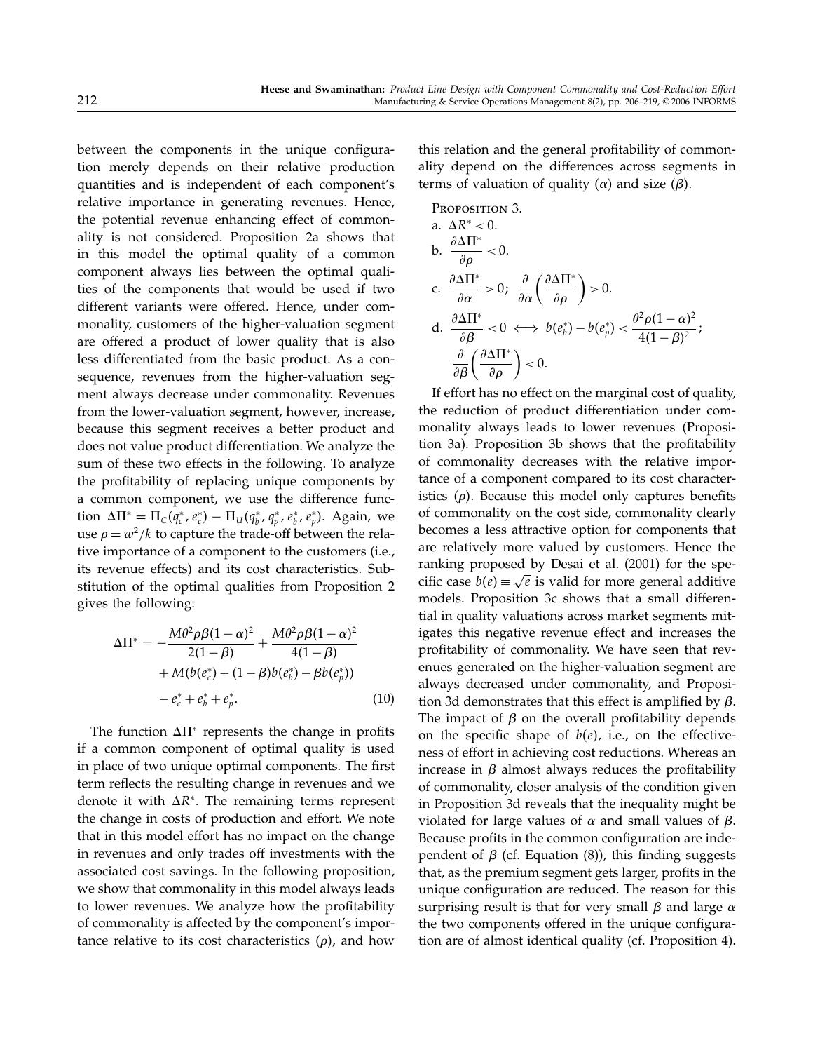between the components in the unique configuration merely depends on their relative production quantities and is independent of each component's relative importance in generating revenues. Hence, the potential revenue enhancing effect of commonality is not considered. Proposition 2a shows that in this model the optimal quality of a common component always lies between the optimal qualities of the components that would be used if two different variants were offered. Hence, under commonality, customers of the higher-valuation segment are offered a product of lower quality that is also less differentiated from the basic product. As a consequence, revenues from the higher-valuation segment always decrease under commonality. Revenues from the lower-valuation segment, however, increase, because this segment receives a better product and does not value product differentiation. We analyze the sum of these two effects in the following. To analyze the profitability of replacing unique components by a common component, we use the difference function $\Delta\Pi^* = \Pi_C(q_c^*, e_c^*) - \Pi_U(q_b^*, q_p^*, e_b^*, e_p^*)$. Again, we use $\rho = w^2/k$ to capture the trade-off between the relative importance of a component to the customers (i.e., its revenue effects) and its cost characteristics. Substitution of the optimal qualities from Proposition 2 gives the following:

$$\Delta\Pi^* = -\frac{M\theta^2\rho\beta(1-\alpha)^2}{2(1-\beta)} + \frac{M\theta^2\rho\beta(1-\alpha)^2}{4(1-\beta)} + M(b(e_c^*) - (1-\beta)b(e_b^*) - \beta b(e_p^*)) - e_c^* + e_b^* + e_p^*. \tag{10}$$

The function $\Delta\Pi^*$ represents the change in profits if a common component of optimal quality is used in place of two unique optimal components. The first term reflects the resulting change in revenues and we denote it with $\Delta R^*$. The remaining terms represent the change in costs of production and effort. We note that in this model effort has no impact on the change in revenues and only trades off investments with the associated cost savings. In the following proposition, we show that commonality in this model always leads to lower revenues. We analyze how the profitability of commonality is affected by the component's importance relative to its cost characteristics ($\rho$), and how this relation and the general profitability of commonality depend on the differences across segments in terms of valuation of quality ($\alpha$) and size ($\beta$).

Proposition 3.

a. $\Delta R^* < 0$.

b. $\dfrac{\partial \Delta\Pi^*}{\partial \rho} < 0$.

c. $\dfrac{\partial \Delta\Pi^*}{\partial \alpha} > 0$; $\dfrac{\partial}{\partial \alpha}\left(\dfrac{\partial \Delta\Pi^*}{\partial \rho}\right) > 0$.

d. $\dfrac{\partial \Delta\Pi^*}{\partial \beta} < 0 \iff b(e_b^*) - b(e_p^*) < \dfrac{\theta^2\rho(1-\alpha)^2}{4(1-\beta)^2}$; $\dfrac{\partial}{\partial \beta}\left(\dfrac{\partial \Delta\Pi^*}{\partial \rho}\right) < 0$.

If effort has no effect on the marginal cost of quality, the reduction of product differentiation under commonality always leads to lower revenues (Proposition 3a). Proposition 3b shows that the profitability of commonality decreases with the relative importance of a component compared to its cost characteristics ($\rho$). Because this model only captures benefits of commonality on the cost side, commonality clearly becomes a less attractive option for components that are relatively more valued by customers. Hence the ranking proposed by Desai et al. (2001) for the specific case $b(e) \equiv \sqrt{e}$ is valid for more general additive models. Proposition 3c shows that a small differential in quality valuations across market segments mitigates this negative revenue effect and increases the profitability of commonality. We have seen that revenues generated on the higher-valuation segment are always decreased under commonality, and Proposition 3d demonstrates that this effect is amplified by $\beta$. The impact of $\beta$ on the overall profitability depends on the specific shape of $b(e)$, i.e., on the effectiveness of effort in achieving cost reductions. Whereas an increase in $\beta$ almost always reduces the profitability of commonality, closer analysis of the condition given in Proposition 3d reveals that the inequality might be violated for large values of $\alpha$ and small values of $\beta$. Because profits in the common configuration are independent of $\beta$ (cf. Equation (8)), this finding suggests that, as the premium segment gets larger, profits in the unique configuration are reduced. The reason for this surprising result is that for very small $\beta$ and large $\alpha$ the two components offered in the unique configuration are of almost identical quality (cf. Proposition 4).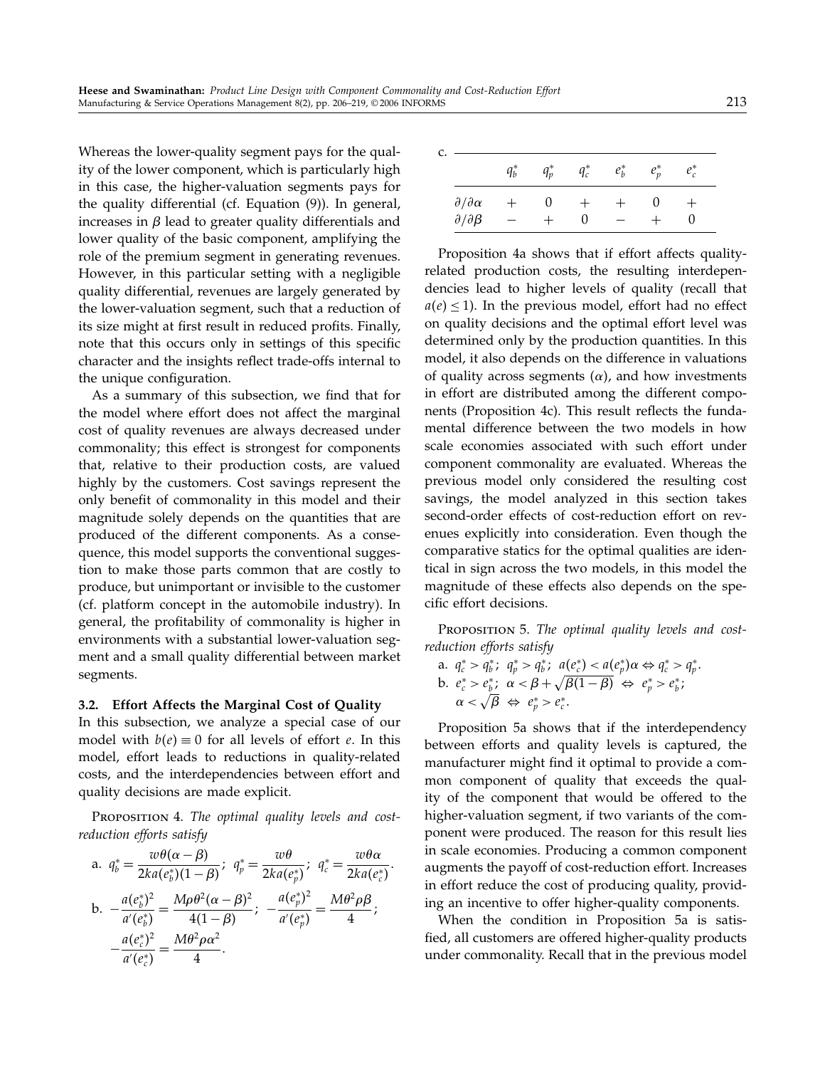Whereas the lower-quality segment pays for the quality of the lower component, which is particularly high in this case, the higher-valuation segments pays for the quality differential (cf. Equation (9)). In general, increases in $\beta$ lead to greater quality differentials and lower quality of the basic component, amplifying the role of the premium segment in generating revenues. However, in this particular setting with a negligible quality differential, revenues are largely generated by the lower-valuation segment, such that a reduction of its size might at first result in reduced profits. Finally, note that this occurs only in settings of this specific character and the insights reflect trade-offs internal to the unique configuration.

As a summary of this subsection, we find that for the model where effort does not affect the marginal cost of quality revenues are always decreased under commonality; this effect is strongest for components that, relative to their production costs, are valued highly by the customers. Cost savings represent the only benefit of commonality in this model and their magnitude solely depends on the quantities that are produced of the different components. As a consequence, this model supports the conventional suggestion to make those parts common that are costly to produce, but unimportant or invisible to the customer (cf. platform concept in the automobile industry). In general, the profitability of commonality is higher in environments with a substantial lower-valuation segment and a small quality differential between market segments.

### 3.2. Effort Affects the Marginal Cost of Quality

In this subsection, we analyze a special case of our model with $b(e) \equiv 0$ for all levels of effort $e$. In this model, effort leads to reductions in quality-related costs, and the interdependencies between effort and quality decisions are made explicit.

Proposition 4. *The optimal quality levels and cost-reduction efforts satisfy*

a. $q_b^* = \dfrac{w\theta(\alpha-\beta)}{2ka(e_b^*)(1-\beta)}$; $q_p^* = \dfrac{w\theta}{2ka(e_p^*)}$; $q_c^* = \dfrac{w\theta\alpha}{2ka(e_c^*)}$.

b. $-\dfrac{a(e_b^*)^2}{a'(e_b^*)} = \dfrac{M\rho\theta^2(\alpha-\beta)^2}{4(1-\beta)}$; $-\dfrac{a(e_p^*)^2}{a'(e_p^*)} = \dfrac{M\theta^2\rho\beta}{4}$; $-\dfrac{a(e_c^*)^2}{a'(e_c^*)} = \dfrac{M\theta^2\rho\alpha^2}{4}$.

c.

| | $q_b^*$ | $q_p^*$ | $q_c^*$ | $e_b^*$ | $e_p^*$ | $e_c^*$ |
|---|---|---|---|---|---|---|
| $\partial/\partial\alpha$ | + | 0 | + | + | 0 | + |
| $\partial/\partial\beta$ | − | + | 0 | − | + | 0 |

Proposition 4a shows that if effort affects quality-related production costs, the resulting interdependencies lead to higher levels of quality (recall that $a(e) \leq 1$). In the previous model, effort had no effect on quality decisions and the optimal effort level was determined only by the production quantities. In this model, it also depends on the difference in valuations of quality across segments ($\alpha$), and how investments in effort are distributed among the different components (Proposition 4c). This result reflects the fundamental difference between the two models in how scale economies associated with such effort under component commonality are evaluated. Whereas the previous model only considered the resulting cost savings, the model analyzed in this section takes second-order effects of cost-reduction effort on revenues explicitly into consideration. Even though the comparative statics for the optimal qualities are identical in sign across the two models, in this model the magnitude of these effects also depends on the specific effort decisions.

Proposition 5. *The optimal quality levels and cost-reduction efforts satisfy*

a. $q_c^* > q_b^*$; $q_p^* > q_b^*$; $a(e_c^*) < a(e_p^*)\alpha \Leftrightarrow q_c^* > q_p^*$.

b. $e_c^* > e_b^*$; $\alpha < \beta + \sqrt{\beta(1-\beta)} \Leftrightarrow e_p^* > e_b^*$; $\alpha < \sqrt{\beta} \Leftrightarrow e_p^* > e_c^*$.

Proposition 5a shows that if the interdependency between efforts and quality levels is captured, the manufacturer might find it optimal to provide a common component of quality that exceeds the quality of the component that would be offered to the higher-valuation segment, if two variants of the component were produced. The reason for this result lies in scale economies. Producing a common component augments the payoff of cost-reduction effort. Increases in effort reduce the cost of producing quality, providing an incentive to offer higher-quality components.

When the condition in Proposition 5a is satisfied, all customers are offered higher-quality products under commonality. Recall that in the previous model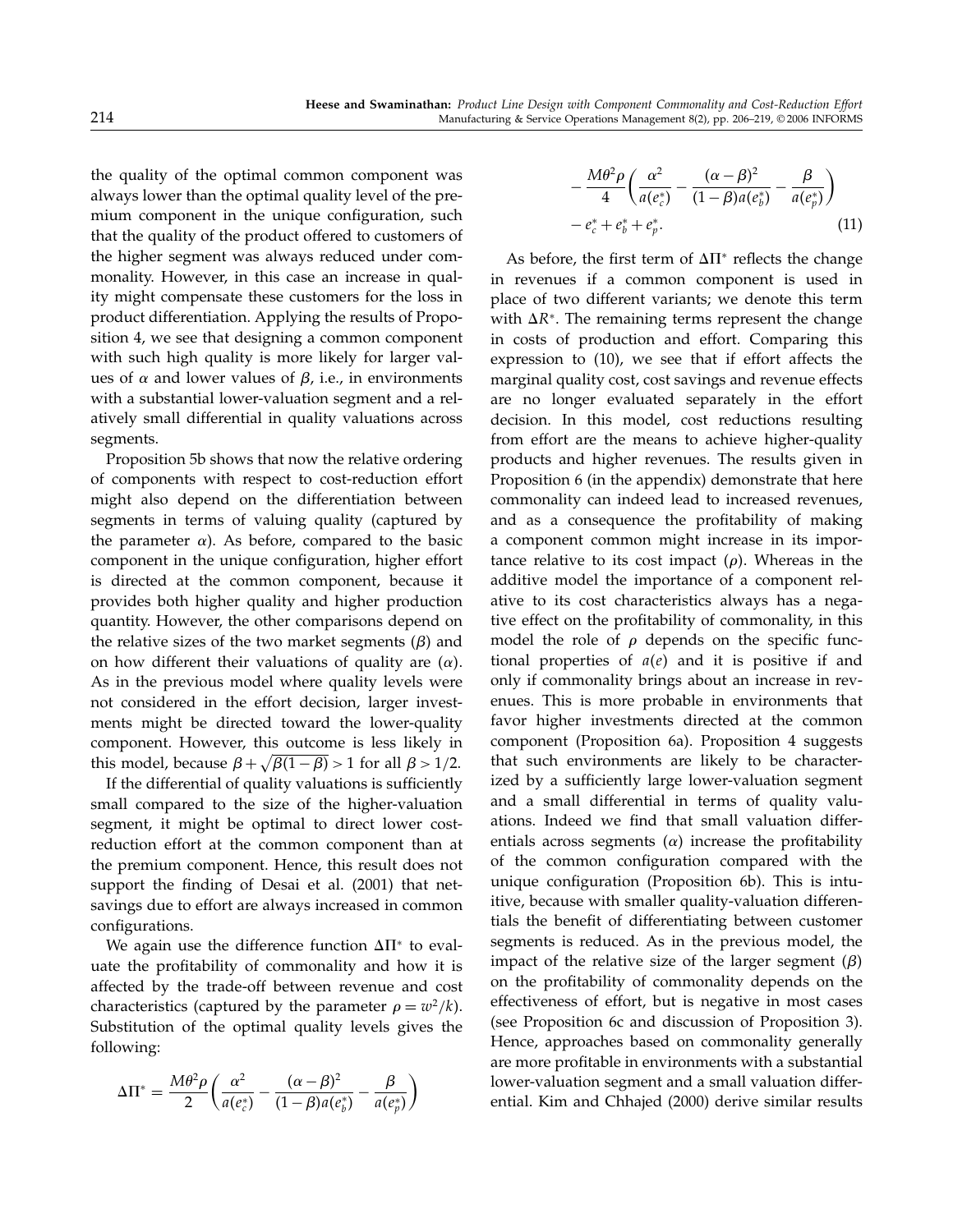the quality of the optimal common component was always lower than the optimal quality level of the premium component in the unique configuration, such that the quality of the product offered to customers of the higher segment was always reduced under commonality. However, in this case an increase in quality might compensate these customers for the loss in product differentiation. Applying the results of Proposition 4, we see that designing a common component with such high quality is more likely for larger values of $\alpha$ and lower values of $\beta$, i.e., in environments with a substantial lower-valuation segment and a relatively small differential in quality valuations across segments.

Proposition 5b shows that now the relative ordering of components with respect to cost-reduction effort might also depend on the differentiation between segments in terms of valuing quality (captured by the parameter $\alpha$). As before, compared to the basic component in the unique configuration, higher effort is directed at the common component, because it provides both higher quality and higher production quantity. However, the other comparisons depend on the relative sizes of the two market segments ($\beta$) and on how different their valuations of quality are ($\alpha$). As in the previous model where quality levels were not considered in the effort decision, larger investments might be directed toward the lower-quality component. However, this outcome is less likely in this model, because $\beta + \sqrt{\beta(1-\beta)} > 1$ for all $\beta > 1/2$.

If the differential of quality valuations is sufficiently small compared to the size of the higher-valuation segment, it might be optimal to direct lower cost-reduction effort at the common component than at the premium component. Hence, this result does not support the finding of Desai et al. (2001) that net-savings due to effort are always increased in common configurations.

We again use the difference function $\Delta\Pi^*$ to evaluate the profitability of commonality and how it is affected by the trade-off between revenue and cost characteristics (captured by the parameter $\rho = w^2/k$). Substitution of the optimal quality levels gives the following:

$$\Delta\Pi^* = \frac{M\theta^2\rho}{2}\left(\frac{\alpha^2}{a(e_c^*)} - \frac{(\alpha-\beta)^2}{(1-\beta)a(e_b^*)} - \frac{\beta}{a(e_p^*)}\right) - \frac{M\theta^2\rho}{4}\left(\frac{\alpha^2}{a(e_c^*)} - \frac{(\alpha-\beta)^2}{(1-\beta)a(e_b^*)} - \frac{\beta}{a(e_p^*)}\right) - e_c^* + e_b^* + e_p^*. \tag{11}$$

As before, the first term of $\Delta\Pi^*$ reflects the change in revenues if a common component is used in place of two different variants; we denote this term with $\Delta R^*$. The remaining terms represent the change in costs of production and effort. Comparing this expression to (10), we see that if effort affects the marginal quality cost, cost savings and revenue effects are no longer evaluated separately in the effort decision. In this model, cost reductions resulting from effort are the means to achieve higher-quality products and higher revenues. The results given in Proposition 6 (in the appendix) demonstrate that here commonality can indeed lead to increased revenues, and as a consequence the profitability of making a component common might increase in its importance relative to its cost impact ($\rho$). Whereas in the additive model the importance of a component relative to its cost characteristics always has a negative effect on the profitability of commonality, in this model the role of $\rho$ depends on the specific functional properties of $a(e)$ and it is positive if and only if commonality brings about an increase in revenues. This is more probable in environments that favor higher investments directed at the common component (Proposition 6a). Proposition 4 suggests that such environments are likely to be characterized by a sufficiently large lower-valuation segment and a small differential in terms of quality valuations. Indeed we find that small valuation differentials across segments ($\alpha$) increase the profitability of the common configuration compared with the unique configuration (Proposition 6b). This is intuitive, because with smaller quality-valuation differentials the benefit of differentiating between customer segments is reduced. As in the previous model, the impact of the relative size of the larger segment ($\beta$) on the profitability of commonality depends on the effectiveness of effort, but is negative in most cases (see Proposition 6c and discussion of Proposition 3). Hence, approaches based on commonality generally are more profitable in environments with a substantial lower-valuation segment and a small valuation differential. Kim and Chhajed (2000) derive similar results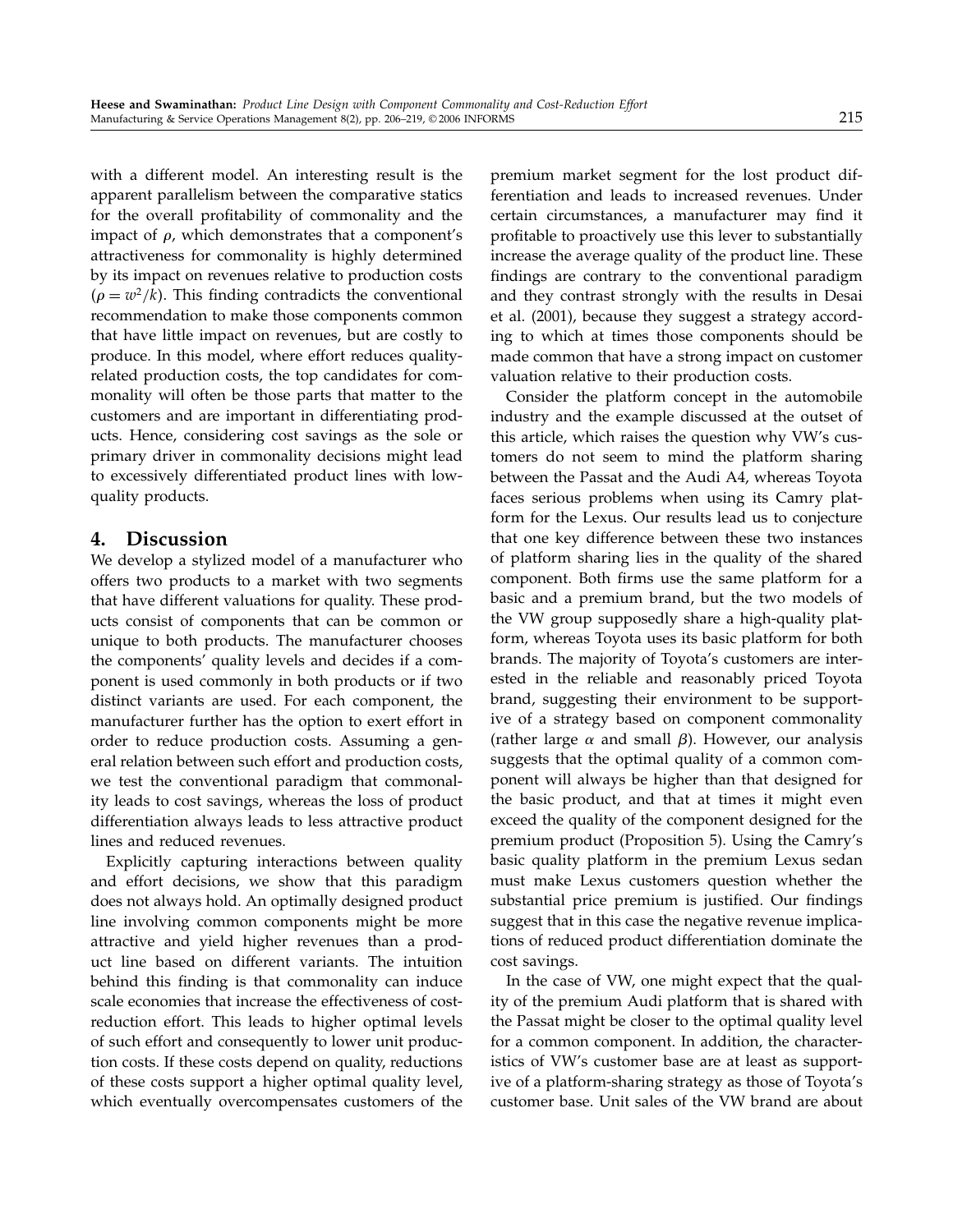with a different model. An interesting result is the apparent parallelism between the comparative statics for the overall profitability of commonality and the impact of $\rho$, which demonstrates that a component's attractiveness for commonality is highly determined by its impact on revenues relative to production costs ($\rho = w^2/k$). This finding contradicts the conventional recommendation to make those components common that have little impact on revenues, but are costly to produce. In this model, where effort reduces quality-related production costs, the top candidates for commonality will often be those parts that matter to the customers and are important in differentiating products. Hence, considering cost savings as the sole or primary driver in commonality decisions might lead to excessively differentiated product lines with low-quality products.

## 4. Discussion

We develop a stylized model of a manufacturer who offers two products to a market with two segments that have different valuations for quality. These products consist of components that can be common or unique to both products. The manufacturer chooses the components' quality levels and decides if a component is used commonly in both products or if two distinct variants are used. For each component, the manufacturer further has the option to exert effort in order to reduce production costs. Assuming a general relation between such effort and production costs, we test the conventional paradigm that commonality leads to cost savings, whereas the loss of product differentiation always leads to less attractive product lines and reduced revenues.

Explicitly capturing interactions between quality and effort decisions, we show that this paradigm does not always hold. An optimally designed product line involving common components might be more attractive and yield higher revenues than a product line based on different variants. The intuition behind this finding is that commonality can induce scale economies that increase the effectiveness of cost-reduction effort. This leads to higher optimal levels of such effort and consequently to lower unit production costs. If these costs depend on quality, reductions of these costs support a higher optimal quality level, which eventually overcompensates customers of the premium market segment for the lost product differentiation and leads to increased revenues. Under certain circumstances, a manufacturer may find it profitable to proactively use this lever to substantially increase the average quality of the product line. These findings are contrary to the conventional paradigm and they contrast strongly with the results in Desai et al. (2001), because they suggest a strategy according to which at times those components should be made common that have a strong impact on customer valuation relative to their production costs.

Consider the platform concept in the automobile industry and the example discussed at the outset of this article, which raises the question why VW's customers do not seem to mind the platform sharing between the Passat and the Audi A4, whereas Toyota faces serious problems when using its Camry platform for the Lexus. Our results lead us to conjecture that one key difference between these two instances of platform sharing lies in the quality of the shared component. Both firms use the same platform for a basic and a premium brand, but the two models of the VW group supposedly share a high-quality platform, whereas Toyota uses its basic platform for both brands. The majority of Toyota's customers are interested in the reliable and reasonably priced Toyota brand, suggesting their environment to be supportive of a strategy based on component commonality (rather large $\alpha$ and small $\beta$). However, our analysis suggests that the optimal quality of a common component will always be higher than that designed for the basic product, and that at times it might even exceed the quality of the component designed for the premium product (Proposition 5). Using the Camry's basic quality platform in the premium Lexus sedan must make Lexus customers question whether the substantial price premium is justified. Our findings suggest that in this case the negative revenue implications of reduced product differentiation dominate the cost savings.

In the case of VW, one might expect that the quality of the premium Audi platform that is shared with the Passat might be closer to the optimal quality level for a common component. In addition, the characteristics of VW's customer base are at least as supportive of a platform-sharing strategy as those of Toyota's customer base. Unit sales of the VW brand are about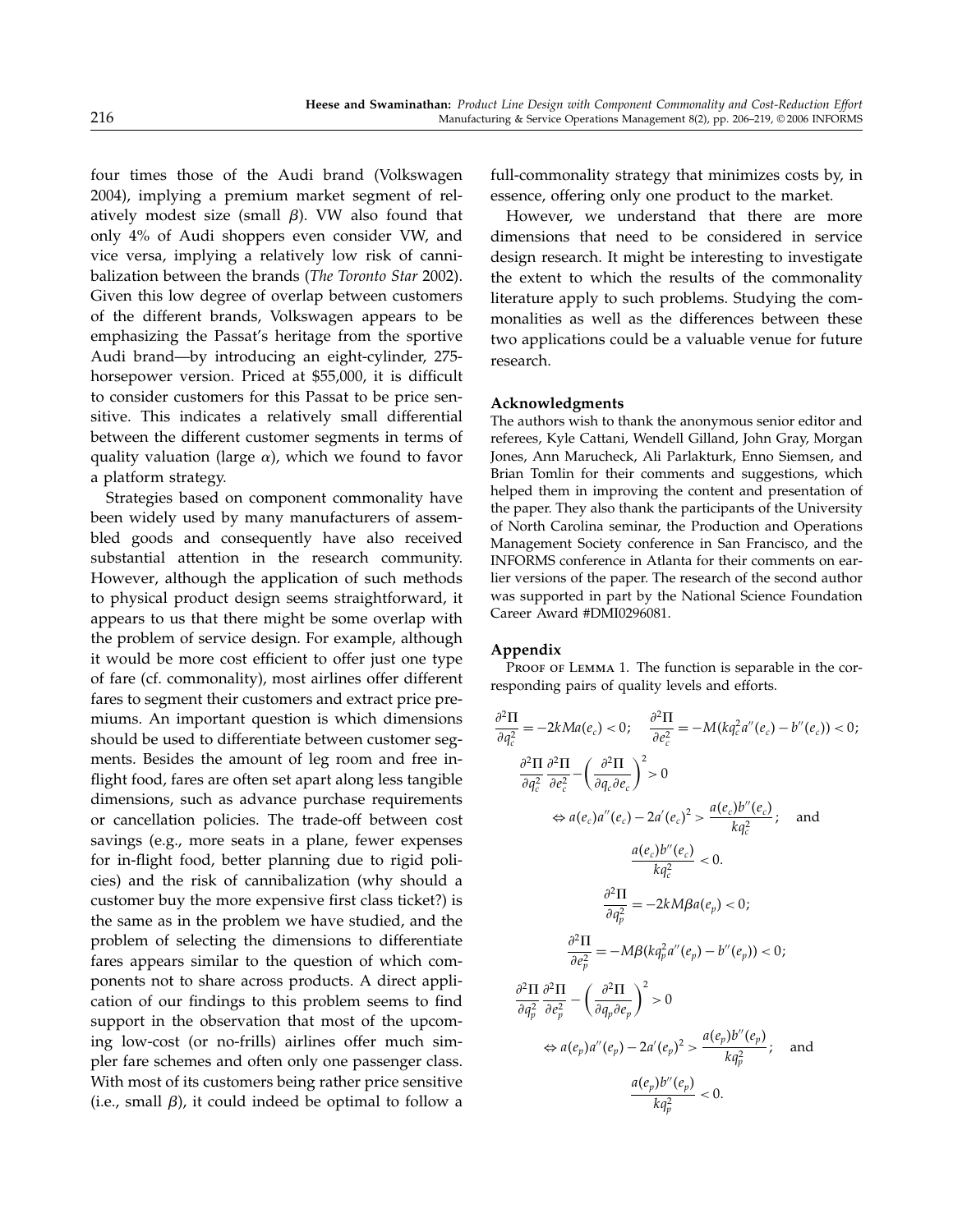four times those of the Audi brand (Volkswagen 2004), implying a premium market segment of relatively modest size (small $\beta$). VW also found that only 4% of Audi shoppers even consider VW, and vice versa, implying a relatively low risk of cannibalization between the brands (*The Toronto Star* 2002). Given this low degree of overlap between customers of the different brands, Volkswagen appears to be emphasizing the Passat's heritage from the sportive Audi brand—by introducing an eight-cylinder, 275-horsepower version. Priced at \$55,000, it is difficult to consider customers for this Passat to be price sensitive. This indicates a relatively small differential between the different customer segments in terms of quality valuation (large $\alpha$), which we found to favor a platform strategy.

Strategies based on component commonality have been widely used by many manufacturers of assembled goods and consequently have also received substantial attention in the research community. However, although the application of such methods to physical product design seems straightforward, it appears to us that there might be some overlap with the problem of service design. For example, although it would be more cost efficient to offer just one type of fare (cf. commonality), most airlines offer different fares to segment their customers and extract price premiums. An important question is which dimensions should be used to differentiate between customer segments. Besides the amount of leg room and free in-flight food, fares are often set apart along less tangible dimensions, such as advance purchase requirements or cancellation policies. The trade-off between cost savings (e.g., more seats in a plane, fewer expenses for in-flight food, better planning due to rigid policies) and the risk of cannibalization (why should a customer buy the more expensive first class ticket?) is the same as in the problem we have studied, and the problem of selecting the dimensions to differentiate fares appears similar to the question of which components not to share across products. A direct application of our findings to this problem seems to find support in the observation that most of the upcoming low-cost (or no-frills) airlines offer much simpler fare schemes and often only one passenger class. With most of its customers being rather price sensitive (i.e., small $\beta$), it could indeed be optimal to follow a full-commonality strategy that minimizes costs by, in essence, offering only one product to the market.

However, we understand that there are more dimensions that need to be considered in service design research. It might be interesting to investigate the extent to which the results of the commonality literature apply to such problems. Studying the commonalities as well as the differences between these two applications could be a valuable venue for future research.

### Acknowledgments

The authors wish to thank the anonymous senior editor and referees, Kyle Cattani, Wendell Gilland, John Gray, Morgan Jones, Ann Marucheck, Ali Parlakturk, Enno Siemsen, and Brian Tomlin for their comments and suggestions, which helped them in improving the content and presentation of the paper. They also thank the participants of the University of North Carolina seminar, the Production and Operations Management Society conference in San Francisco, and the INFORMS conference in Atlanta for their comments on earlier versions of the paper. The research of the second author was supported in part by the National Science Foundation Career Award #DMI0296081.

### Appendix

Proof of Lemma 1. The function is separable in the corresponding pairs of quality levels and efforts.

$$\frac{\partial^2 \Pi}{\partial q_c^2} = -2kMa(e_c) < 0; \quad \frac{\partial^2 \Pi}{\partial e_c^2} = -M(kq_c^2 a''(e_c) - b''(e_c)) < 0;$$

$$\frac{\partial^2 \Pi}{\partial q_c^2}\frac{\partial^2 \Pi}{\partial e_c^2} - \left(\frac{\partial^2 \Pi}{\partial q_c \partial e_c}\right)^2 > 0$$

$$\Leftrightarrow a(e_c)a''(e_c) - 2a'(e_c)^2 > \frac{a(e_c)b''(e_c)}{kq_c^2}; \quad \text{and}$$

$$\frac{a(e_c)b''(e_c)}{kq_c^2} < 0.$$

$$\frac{\partial^2 \Pi}{\partial q_p^2} = -2kM\beta a(e_p) < 0;$$

$$\frac{\partial^2 \Pi}{\partial e_p^2} = -M\beta(kq_p^2 a''(e_p) - b''(e_p)) < 0;$$

$$\frac{\partial^2 \Pi}{\partial q_p^2}\frac{\partial^2 \Pi}{\partial e_p^2} - \left(\frac{\partial^2 \Pi}{\partial q_p \partial e_p}\right)^2 > 0$$

$$\Leftrightarrow a(e_p)a''(e_p) - 2a'(e_p)^2 > \frac{a(e_p)b''(e_p)}{kq_p^2}; \quad \text{and}$$

$$\frac{a(e_p)b''(e_p)}{kq_p^2} < 0.$$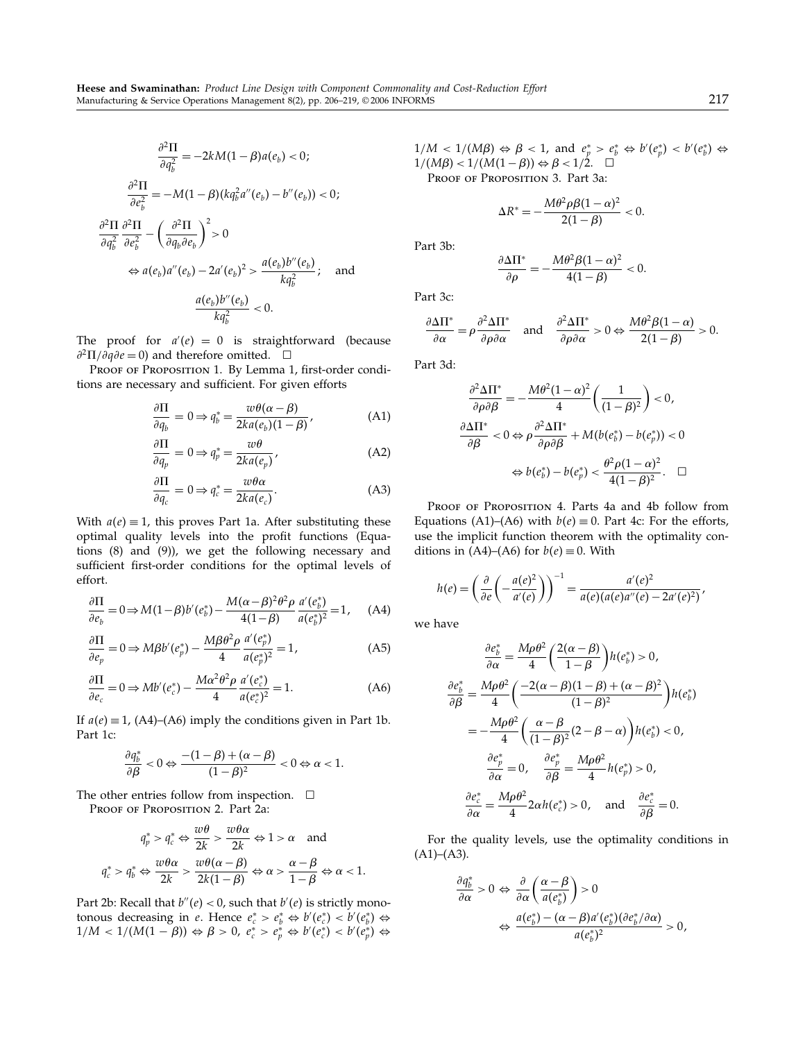$$\frac{\partial^2 \Pi}{\partial q_b^2} = -2kM(1-\beta)a(e_b) < 0;$$

$$\frac{\partial^2 \Pi}{\partial e_b^2} = -M(1-\beta)(kq_b^2 a''(e_b) - b''(e_b)) < 0;$$

$$\frac{\partial^2 \Pi}{\partial q_b^2}\frac{\partial^2 \Pi}{\partial e_b^2} - \left(\frac{\partial^2 \Pi}{\partial q_b \partial e_b}\right)^2 > 0$$

$$\Leftrightarrow a(e_b)a''(e_b) - 2a'(e_b)^2 > \frac{a(e_b)b''(e_b)}{kq_b^2}; \quad \text{and}$$

$$\frac{a(e_b)b''(e_b)}{kq_b^2} < 0.$$

The proof for $a'(e) = 0$ is straightforward (because $\partial^2\Pi/\partial q \partial e = 0$) and therefore omitted. □

Proof of Proposition 1. By Lemma 1, first-order conditions are necessary and sufficient. For given efforts

$$\frac{\partial \Pi}{\partial q_b} = 0 \Rightarrow q_b^* = \frac{w\theta(\alpha-\beta)}{2ka(e_b)(1-\beta)}, \tag{A1}$$

$$\frac{\partial \Pi}{\partial q_p} = 0 \Rightarrow q_p^* = \frac{w\theta}{2ka(e_p)}, \tag{A2}$$

$$\frac{\partial \Pi}{\partial q_c} = 0 \Rightarrow q_c^* = \frac{w\theta\alpha}{2ka(e_c)}. \tag{A3}$$

With $a(e) \equiv 1$, this proves Part 1a. After substituting these optimal quality levels into the profit functions (Equations (8) and (9)), we get the following necessary and sufficient first-order conditions for the optimal levels of effort.

$$\frac{\partial \Pi}{\partial e_b} = 0 \Rightarrow M(1-\beta)b'(e_b^*) - \frac{M(\alpha-\beta)^2\theta^2\rho}{4(1-\beta)}\frac{a'(e_b^*)}{a(e_b^*)^2} = 1, \tag{A4}$$

$$\frac{\partial \Pi}{\partial e_p} = 0 \Rightarrow M\beta b'(e_p^*) - \frac{M\beta\theta^2\rho}{4}\frac{a'(e_p^*)}{a(e_p^*)^2} = 1, \tag{A5}$$

$$\frac{\partial \Pi}{\partial e_c} = 0 \Rightarrow Mb'(e_c^*) - \frac{M\alpha^2\theta^2\rho}{4}\frac{a'(e_c^*)}{a(e_c^*)^2} = 1. \tag{A6}$$

If $a(e) \equiv 1$, (A4)–(A6) imply the conditions given in Part 1b. Part 1c:

$$\frac{\partial q_b^*}{\partial \beta} < 0 \Leftrightarrow \frac{-(1-\beta) + (\alpha-\beta)}{(1-\beta)^2} < 0 \Leftrightarrow \alpha < 1.$$

The other entries follow from inspection. □

Proof of Proposition 2. Part 2a:

$$q_p^* > q_c^* \Leftrightarrow \frac{w\theta}{2k} > \frac{w\theta\alpha}{2k} \Leftrightarrow 1 > \alpha \quad \text{and}$$

$$q_c^* > q_b^* \Leftrightarrow \frac{w\theta\alpha}{2k} > \frac{w\theta(\alpha-\beta)}{2k(1-\beta)} \Leftrightarrow \alpha > \frac{\alpha-\beta}{1-\beta} \Leftrightarrow \alpha < 1.$$

Part 2b: Recall that $b''(e) < 0$, such that $b'(e)$ is strictly monotonous decreasing in $e$. Hence $e_c^* > e_b^* \Leftrightarrow b'(e_c^*) < b'(e_b^*) \Leftrightarrow 1/M < 1/(M(1-\beta)) \Leftrightarrow \beta > 0$, $e_c^* > e_p^* \Leftrightarrow b'(e_c^*) < b'(e_p^*) \Leftrightarrow 1/M < 1/(M\beta) \Leftrightarrow \beta < 1$, and $e_p^* > e_b^* \Leftrightarrow b'(e_p^*) < b'(e_b^*) \Leftrightarrow 1/(M\beta) < 1/(M(1-\beta)) \Leftrightarrow \beta < 1/2$. □

Proof of Proposition 3. Part 3a:

$$\Delta R^* = -\frac{M\theta^2\rho\beta(1-\alpha)^2}{2(1-\beta)} < 0.$$

Part 3b:

$$\frac{\partial \Delta\Pi^*}{\partial \rho} = -\frac{M\theta^2\beta(1-\alpha)^2}{4(1-\beta)} < 0.$$

Part 3c:

$$\frac{\partial \Delta\Pi^*}{\partial \alpha} = \rho\frac{\partial^2 \Delta\Pi^*}{\partial\rho\partial\alpha} \quad \text{and} \quad \frac{\partial^2 \Delta\Pi^*}{\partial\rho\partial\alpha} > 0 \Leftrightarrow \frac{M\theta^2\beta(1-\alpha)}{2(1-\beta)} > 0.$$

Part 3d:

$$\frac{\partial^2 \Delta\Pi^*}{\partial\rho\partial\beta} = -\frac{M\theta^2(1-\alpha)^2}{4}\left(\frac{1}{(1-\beta)^2}\right) < 0,$$

$$\frac{\partial \Delta\Pi^*}{\partial \beta} < 0 \Leftrightarrow \rho\frac{\partial^2 \Delta\Pi^*}{\partial\rho\partial\beta} + M(b(e_b^*) - b(e_p^*)) < 0$$

$$\Leftrightarrow b(e_b^*) - b(e_p^*) < \frac{\theta^2\rho(1-\alpha)^2}{4(1-\beta)^2}. \quad \square$$

Proof of Proposition 4. Parts 4a and 4b follow from Equations (A1)–(A6) with $b(e) \equiv 0$. Part 4c: For the efforts, use the implicit function theorem with the optimality conditions in (A4)–(A6) for $b(e) \equiv 0$. With

$$h(e) = \left(\frac{\partial}{\partial e}\left(-\frac{a(e)^2}{a'(e)}\right)\right)^{-1} = \frac{a'(e)^2}{a(e)(a(e)a''(e) - 2a'(e)^2)},$$

we have

$$\frac{\partial e_b^*}{\partial \alpha} = \frac{M\rho\theta^2}{4}\left(\frac{2(\alpha-\beta)}{1-\beta}\right)h(e_b^*) > 0,$$

$$\frac{\partial e_b^*}{\partial \beta} = \frac{M\rho\theta^2}{4}\left(\frac{-2(\alpha-\beta)(1-\beta) + (\alpha-\beta)^2}{(1-\beta)^2}\right)h(e_b^*)$$

$$= -\frac{M\rho\theta^2}{4}\left(\frac{\alpha-\beta}{(1-\beta)^2}(2-\beta-\alpha)\right)h(e_b^*) < 0,$$

$$\frac{\partial e_p^*}{\partial \alpha} = 0, \quad \frac{\partial e_p^*}{\partial \beta} = \frac{M\rho\theta^2}{4}h(e_p^*) > 0,$$

$$\frac{\partial e_c^*}{\partial \alpha} = \frac{M\rho\theta^2}{4}2\alpha h(e_c^*) > 0, \quad \text{and} \quad \frac{\partial e_c^*}{\partial \beta} = 0.$$

For the quality levels, use the optimality conditions in (A1)–(A3).

$$\frac{\partial q_b^*}{\partial \alpha} > 0 \Leftrightarrow \frac{\partial}{\partial \alpha}\left(\frac{\alpha-\beta}{a(e_b^*)}\right) > 0$$

$$\Leftrightarrow \frac{a(e_b^*) - (\alpha-\beta)a'(e_b^*)(\partial e_b^*/\partial\alpha)}{a(e_b^*)^2} > 0,$$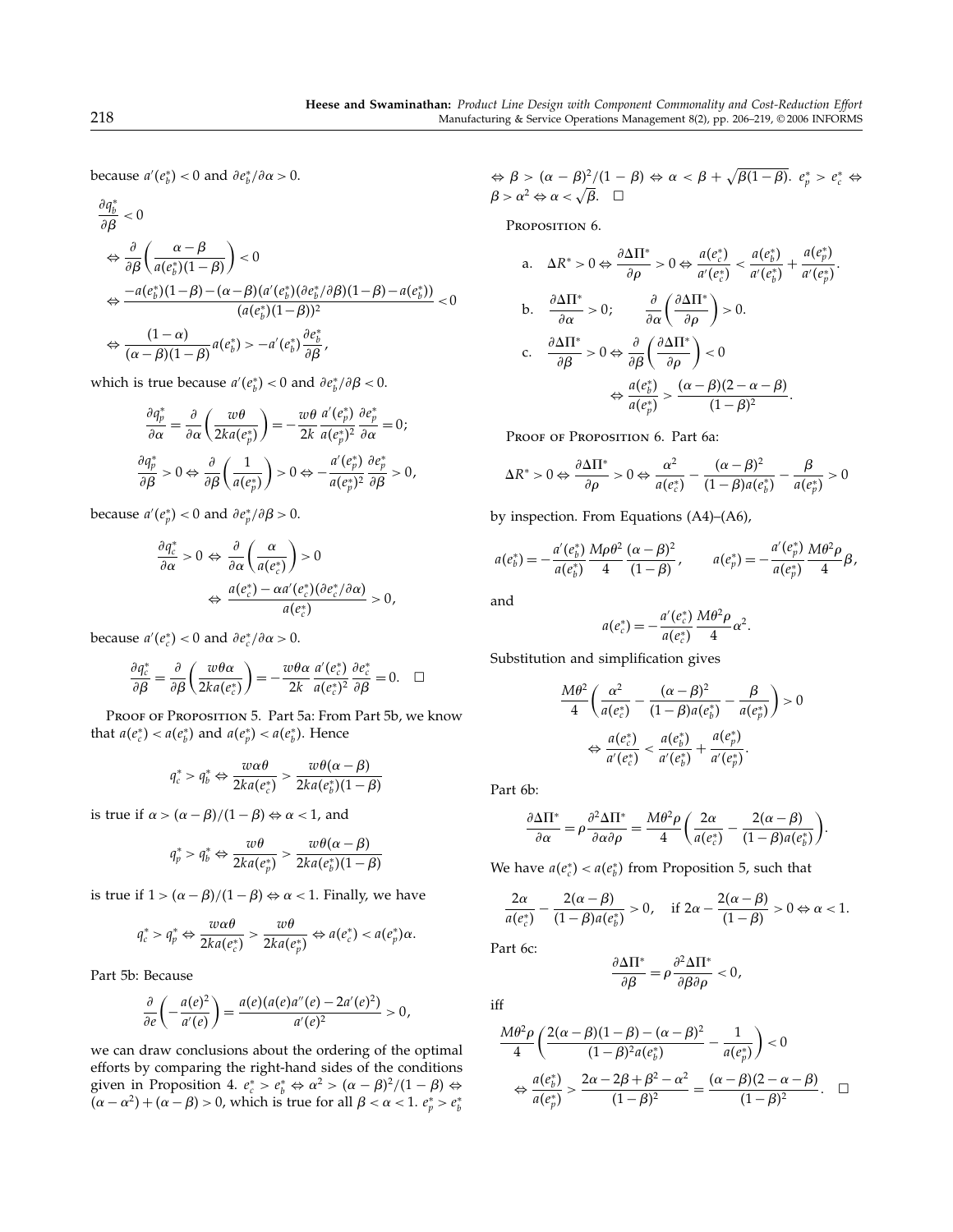because $a'(e_b^*) < 0$ and $\partial e_b^*/\partial \alpha > 0$.

$$
\begin{aligned}
&\frac{\partial q_b^*}{\partial \beta} < 0\\
&\Leftrightarrow \frac{\partial}{\partial \beta}\left(\frac{\alpha-\beta}{a(e_b^*)(1-\beta)}\right) < 0\\
&\Leftrightarrow \frac{-a(e_b^*)(1-\beta)-(\alpha-\beta)(a'(e_b^*)(\partial e_b^*/\partial \beta)(1-\beta)-a(e_b^*))}{(a(e_b^*)(1-\beta))^2} < 0\\
&\Leftrightarrow \frac{(1-\alpha)}{(\alpha-\beta)(1-\beta)}a(e_b^*) > -a'(e_b^*)\frac{\partial e_b^*}{\partial \beta},
\end{aligned}
$$

which is true because $a'(e_b^*) < 0$ and $\partial e_b^*/\partial \beta < 0$.

$$
\frac{\partial q_p^*}{\partial \alpha} = \frac{\partial}{\partial \alpha}\left(\frac{w\theta}{2ka(e_p^*)}\right) = -\frac{w\theta}{2k}\frac{a'(e_p^*)}{a(e_p^*)^2}\frac{\partial e_p^*}{\partial \alpha} = 0;
$$

$$
\frac{\partial q_p^*}{\partial \beta} > 0 \Leftrightarrow \frac{\partial}{\partial \beta}\left(\frac{1}{a(e_p^*)}\right) > 0 \Leftrightarrow -\frac{a'(e_p^*)}{a(e_p^*)^2}\frac{\partial e_p^*}{\partial \beta} > 0,
$$

because $a'(e_p^*) < 0$ and $\partial e_p^*/\partial \beta > 0$.

$$
\frac{\partial q_c^*}{\partial \alpha} > 0 \Leftrightarrow \frac{\partial}{\partial \alpha}\left(\frac{\alpha}{a(e_c^*)}\right) > 0 \Leftrightarrow \frac{a(e_c^*) - \alpha a'(e_c^*)(\partial e_c^*/\partial \alpha)}{a(e_c^*)} > 0,
$$

because $a'(e_c^*) < 0$ and $\partial e_c^*/\partial \alpha > 0$.

$$
\frac{\partial q_c^*}{\partial \beta} = \frac{\partial}{\partial \beta}\left(\frac{w\theta\alpha}{2ka(e_c^*)}\right) = -\frac{w\theta\alpha}{2k}\frac{a'(e_c^*)}{a(e_c^*)^2}\frac{\partial e_c^*}{\partial \beta} = 0. \quad \square
$$

Proof of Proposition 5. Part 5a: From Part 5b, we know that $a(e_c^*) < a(e_b^*)$ and $a(e_p^*) < a(e_b^*)$. Hence

$$
q_c^* > q_b^* \Leftrightarrow \frac{w\alpha\theta}{2ka(e_c^*)} > \frac{w\theta(\alpha-\beta)}{2ka(e_b^*)(1-\beta)}
$$

is true if $\alpha > (\alpha-\beta)/(1-\beta) \Leftrightarrow \alpha < 1$, and

$$
q_p^* > q_b^* \Leftrightarrow \frac{w\theta}{2ka(e_p^*)} > \frac{w\theta(\alpha-\beta)}{2ka(e_b^*)(1-\beta)}
$$

is true if $1 > (\alpha-\beta)/(1-\beta) \Leftrightarrow \alpha < 1$. Finally, we have

$$
q_c^* > q_p^* \Leftrightarrow \frac{w\alpha\theta}{2ka(e_c^*)} > \frac{w\theta}{2ka(e_p^*)} \Leftrightarrow a(e_c^*) < a(e_p^*)\alpha.
$$

Part 5b: Because

$$
\frac{\partial}{\partial e}\left(-\frac{a(e)^2}{a'(e)}\right) = \frac{a(e)(a(e)a''(e)-2a'(e)^2)}{a'(e)^2} > 0,
$$

we can draw conclusions about the ordering of the optimal efforts by comparing the right-hand sides of the conditions given in Proposition 4. $e_c^* > e_b^* \Leftrightarrow \alpha^2 > (\alpha-\beta)^2/(1-\beta) \Leftrightarrow (\alpha-\alpha^2)+(\alpha-\beta) > 0$, which is true for all $\beta < \alpha < 1$. $e_p^* > e_b^* \Leftrightarrow \beta > (\alpha-\beta)^2/(1-\beta) \Leftrightarrow \alpha < \beta + \sqrt{\beta(1-\beta)}$. $e_p^* > e_c^* \Leftrightarrow \beta > \alpha^2 \Leftrightarrow \alpha < \sqrt{\beta}$. $\square$

Proposition 6.

a. $\Delta R^* > 0 \Leftrightarrow \dfrac{\partial \Delta\Pi^*}{\partial \rho} > 0 \Leftrightarrow \dfrac{a(e_c^*)}{a'(e_c^*)} < \dfrac{a(e_b^*)}{a'(e_b^*)} + \dfrac{a(e_p^*)}{a'(e_p^*)}$.

b. $\dfrac{\partial \Delta\Pi^*}{\partial \alpha} > 0; \qquad \dfrac{\partial}{\partial \alpha}\left(\dfrac{\partial \Delta\Pi^*}{\partial \rho}\right) > 0$.

c. $\dfrac{\partial \Delta\Pi^*}{\partial \beta} > 0 \Leftrightarrow \dfrac{\partial}{\partial \beta}\left(\dfrac{\partial \Delta\Pi^*}{\partial \rho}\right) < 0 \Leftrightarrow \dfrac{a(e_b^*)}{a(e_p^*)} > \dfrac{(\alpha-\beta)(2-\alpha-\beta)}{(1-\beta)^2}$.

Proof of Proposition 6. Part 6a:

$$
\Delta R^* > 0 \Leftrightarrow \frac{\partial \Delta\Pi^*}{\partial \rho} > 0 \Leftrightarrow \frac{\alpha^2}{a(e_c^*)} - \frac{(\alpha-\beta)^2}{(1-\beta)a(e_b^*)} - \frac{\beta}{a(e_p^*)} > 0
$$

by inspection. From Equations (A4)–(A6),

$$
a(e_b^*) = -\frac{a'(e_b^*)}{a(e_b^*)}\frac{M\rho\theta^2}{4}\frac{(\alpha-\beta)^2}{(1-\beta)}, \qquad a(e_p^*) = -\frac{a'(e_p^*)}{a(e_p^*)}\frac{M\theta^2\rho}{4}\beta,
$$

and

$$
a(e_c^*) = -\frac{a'(e_c^*)}{a(e_c^*)}\frac{M\theta^2\rho}{4}\alpha^2.
$$

Substitution and simplification gives

$$
\frac{M\theta^2}{4}\left(\frac{\alpha^2}{a(e_c^*)} - \frac{(\alpha-\beta)^2}{(1-\beta)a(e_b^*)} - \frac{\beta}{a(e_p^*)}\right) > 0
$$

$$
\Leftrightarrow \frac{a(e_c^*)}{a'(e_c^*)} < \frac{a(e_b^*)}{a'(e_b^*)} + \frac{a(e_p^*)}{a'(e_p^*)}.
$$

Part 6b:

$$
\frac{\partial \Delta\Pi^*}{\partial \alpha} = \rho\frac{\partial^2 \Delta\Pi^*}{\partial \alpha \partial \rho} = \frac{M\theta^2\rho}{4}\left(\frac{2\alpha}{a(e_c^*)} - \frac{2(\alpha-\beta)}{(1-\beta)a(e_b^*)}\right).
$$

We have $a(e_c^*) < a(e_b^*)$ from Proposition 5, such that

$$
\frac{2\alpha}{a(e_c^*)} - \frac{2(\alpha-\beta)}{(1-\beta)a(e_b^*)} > 0, \quad \text{if } 2\alpha - \frac{2(\alpha-\beta)}{(1-\beta)} > 0 \Leftrightarrow \alpha < 1.
$$

Part 6c:

$$
\frac{\partial \Delta\Pi^*}{\partial \beta} = \rho\frac{\partial^2 \Delta\Pi^*}{\partial \beta \partial \rho} < 0,
$$

iff

$$
\frac{M\theta^2\rho}{4}\left(\frac{2(\alpha-\beta)(1-\beta)-(\alpha-\beta)^2}{(1-\beta)^2 a(e_b^*)} - \frac{1}{a(e_p^*)}\right) < 0
$$

$$
\Leftrightarrow \frac{a(e_b^*)}{a(e_p^*)} > \frac{2\alpha-2\beta+\beta^2-\alpha^2}{(1-\beta)^2} = \frac{(\alpha-\beta)(2-\alpha-\beta)}{(1-\beta)^2}. \quad \square
$$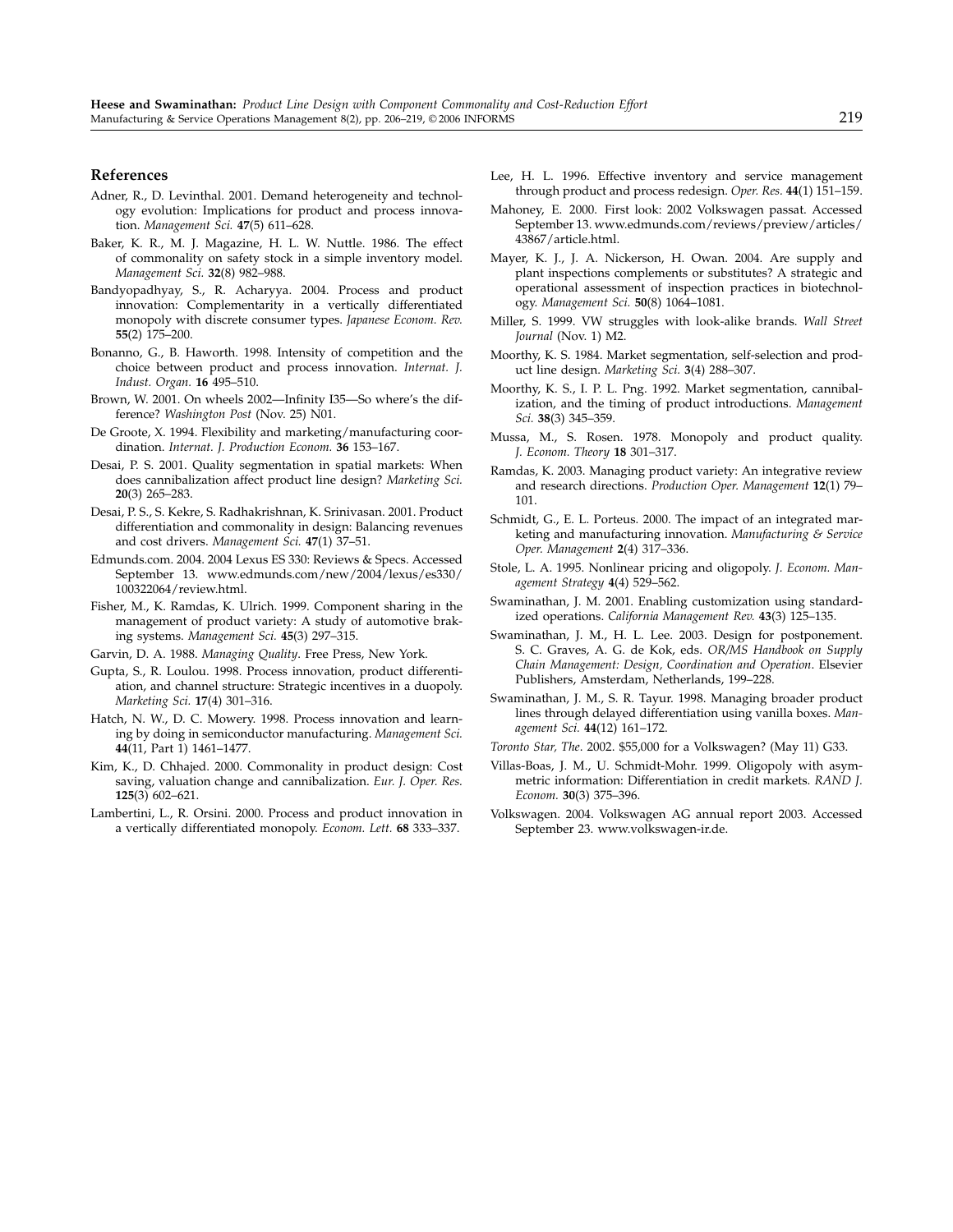## References

Adner, R., D. Levinthal. 2001. Demand heterogeneity and technology evolution: Implications for product and process innovation. *Management Sci.* **47**(5) 611–628.

Baker, K. R., M. J. Magazine, H. L. W. Nuttle. 1986. The effect of commonality on safety stock in a simple inventory model. *Management Sci.* **32**(8) 982–988.

Bandyopadhyay, S., R. Acharyya. 2004. Process and product innovation: Complementarity in a vertically differentiated monopoly with discrete consumer types. *Japanese Econom. Rev.* **55**(2) 175–200.

Bonanno, G., B. Haworth. 1998. Intensity of competition and the choice between product and process innovation. *Internat. J. Indust. Organ.* **16** 495–510.

Brown, W. 2001. On wheels 2002—Infinity I35—So where's the difference? *Washington Post* (Nov. 25) N01.

De Groote, X. 1994. Flexibility and marketing/manufacturing coordination. *Internat. J. Production Econom.* **36** 153–167.

Desai, P. S. 2001. Quality segmentation in spatial markets: When does cannibalization affect product line design? *Marketing Sci.* **20**(3) 265–283.

Desai, P. S., S. Kekre, S. Radhakrishnan, K. Srinivasan. 2001. Product differentiation and commonality in design: Balancing revenues and cost drivers. *Management Sci.* **47**(1) 37–51.

Edmunds.com. 2004. 2004 Lexus ES 330: Reviews & Specs. Accessed September 13. www.edmunds.com/new/2004/lexus/es330/100322064/review.html.

Fisher, M., K. Ramdas, K. Ulrich. 1999. Component sharing in the management of product variety: A study of automotive braking systems. *Management Sci.* **45**(3) 297–315.

Garvin, D. A. 1988. *Managing Quality*. Free Press, New York.

Gupta, S., R. Loulou. 1998. Process innovation, product differentiation, and channel structure: Strategic incentives in a duopoly. *Marketing Sci.* **17**(4) 301–316.

Hatch, N. W., D. C. Mowery. 1998. Process innovation and learning by doing in semiconductor manufacturing. *Management Sci.* **44**(11, Part 1) 1461–1477.

Kim, K., D. Chhajed. 2000. Commonality in product design: Cost saving, valuation change and cannibalization. *Eur. J. Oper. Res.* **125**(3) 602–621.

Lambertini, L., R. Orsini. 2000. Process and product innovation in a vertically differentiated monopoly. *Econom. Lett.* **68** 333–337.

Lee, H. L. 1996. Effective inventory and service management through product and process redesign. *Oper. Res.* **44**(1) 151–159.

Mahoney, E. 2000. First look: 2002 Volkswagen passat. Accessed September 13. www.edmunds.com/reviews/preview/articles/43867/article.html.

Mayer, K. J., J. A. Nickerson, H. Owan. 2004. Are supply and plant inspections complements or substitutes? A strategic and operational assessment of inspection practices in biotechnology. *Management Sci.* **50**(8) 1064–1081.

Miller, S. 1999. VW struggles with look-alike brands. *Wall Street Journal* (Nov. 1) M2.

Moorthy, K. S. 1984. Market segmentation, self-selection and product line design. *Marketing Sci.* **3**(4) 288–307.

Moorthy, K. S., I. P. L. Png. 1992. Market segmentation, cannibalization, and the timing of product introductions. *Management Sci.* **38**(3) 345–359.

Mussa, M., S. Rosen. 1978. Monopoly and product quality. *J. Econom. Theory* **18** 301–317.

Ramdas, K. 2003. Managing product variety: An integrative review and research directions. *Production Oper. Management* **12**(1) 79–101.

Schmidt, G., E. L. Porteus. 2000. The impact of an integrated marketing and manufacturing innovation. *Manufacturing & Service Oper. Management* **2**(4) 317–336.

Stole, L. A. 1995. Nonlinear pricing and oligopoly. *J. Econom. Management Strategy* **4**(4) 529–562.

Swaminathan, J. M. 2001. Enabling customization using standardized operations. *California Management Rev.* **43**(3) 125–135.

Swaminathan, J. M., H. L. Lee. 2003. Design for postponement. S. C. Graves, A. G. de Kok, eds. *OR/MS Handbook on Supply Chain Management: Design, Coordination and Operation*. Elsevier Publishers, Amsterdam, Netherlands, 199–228.

Swaminathan, J. M., S. R. Tayur. 1998. Managing broader product lines through delayed differentiation using vanilla boxes. *Management Sci.* **44**(12) 161–172.

*Toronto Star, The*. 2002. $55,000 for a Volkswagen? (May 11) G33.

Villas-Boas, J. M., U. Schmidt-Mohr. 1999. Oligopoly with asymmetric information: Differentiation in credit markets. *RAND J. Econom.* **30**(3) 375–396.

Volkswagen. 2004. Volkswagen AG annual report 2003. Accessed September 23. www.volkswagen-ir.de.